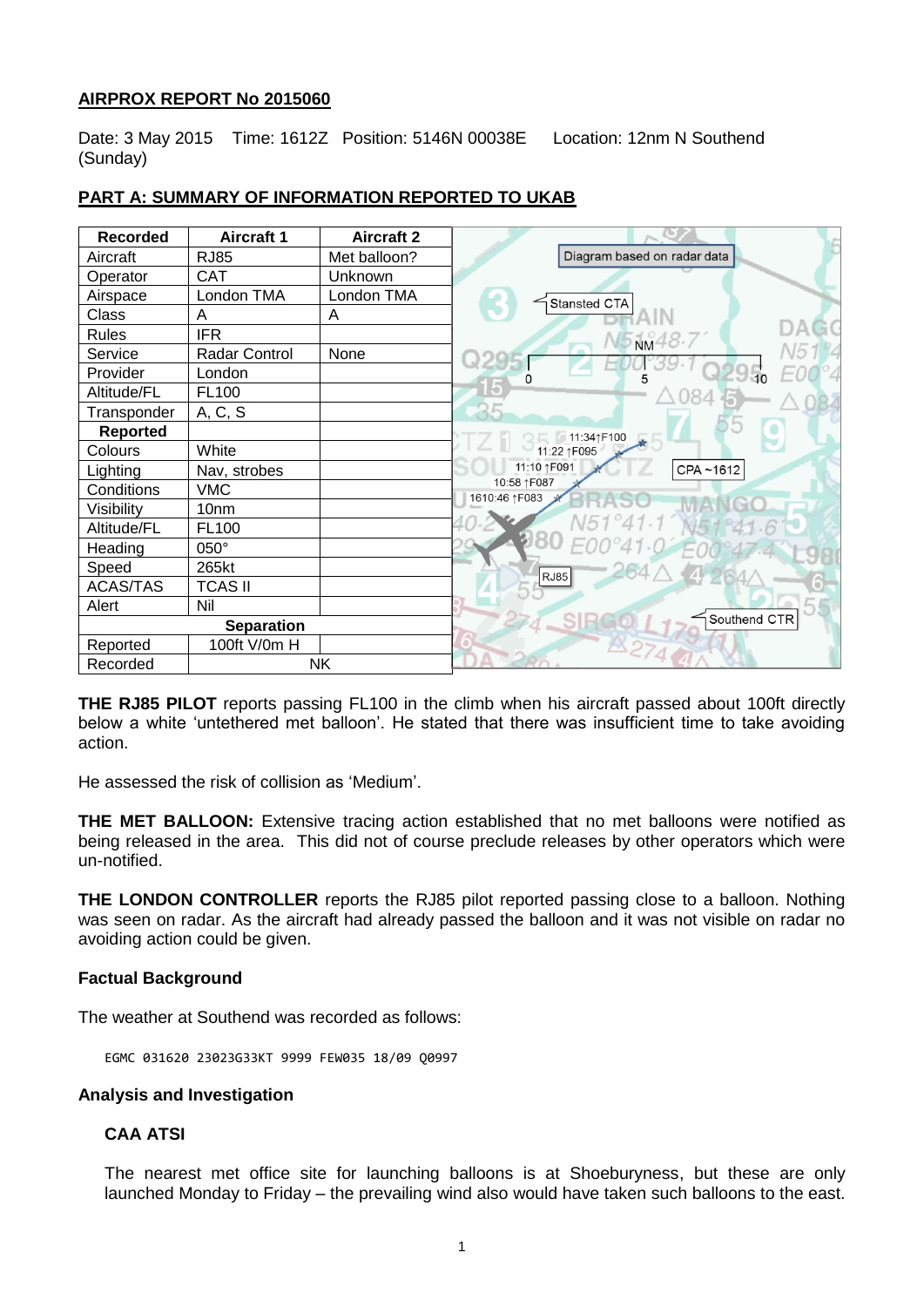**AIRPROX REPORT No 2015060**

Date: 3 May 2015 (Sunday) Time: 1612Z Position: 5146N 00038E Location: 12nm N Southend

**PART A: SUMMARY OF INFORMATION REPORTED TO UKAB**

| Recorded | Aircraft 1 | Aircraft 2 |
|---|---|---|
| Aircraft | RJ85 | Met balloon? |
| Operator | CAT | Unknown |
| Airspace | London TMA | London TMA |
| Class | A | A |
| Rules | IFR | |
| Service | Radar Control | None |
| Provider | London | |
| Altitude/FL | FL100 | |
| Transponder | A, C, S | |
| **Reported** | | |
| Colours | White | |
| Lighting | Nav, strobes | |
| Conditions | VMC | |
| Visibility | 10nm | |
| Altitude/FL | FL100 | |
| Heading | 050° | |
| Speed | 265kt | |
| ACAS/TAS | TCAS II | |
| Alert | Nil | |
| **Separation** | | |
| Reported | 100ft V/0m H | |
| Recorded | NK | |

Diagram based on radar data

Stansted CTA

NM

0 5 10

11:34↑F100

11:22 ↑F095

11:10 ↑F091

10:58 ↑F087

1610:46 ↑F083

CPA ~1612

RJ85

Southend CTR

**THE RJ85 PILOT** reports passing FL100 in the climb when his aircraft passed about 100ft directly below a white 'untethered met balloon'. He stated that there was insufficient time to take avoiding action.

He assessed the risk of collision as 'Medium'.

**THE MET BALLOON:** Extensive tracing action established that no met balloons were notified as being released in the area. This did not of course preclude releases by other operators which were un-notified.

**THE LONDON CONTROLLER** reports the RJ85 pilot reported passing close to a balloon. Nothing was seen on radar. As the aircraft had already passed the balloon and it was not visible on radar no avoiding action could be given.

## Factual Background

The weather at Southend was recorded as follows:

```
EGMC 031620 23023G33KT 9999 FEW035 18/09 Q0997
```

## Analysis and Investigation

### CAA ATSI

The nearest met office site for launching balloons is at Shoeburyness, but these are only launched Monday to Friday – the prevailing wind also would have taken such balloons to the east.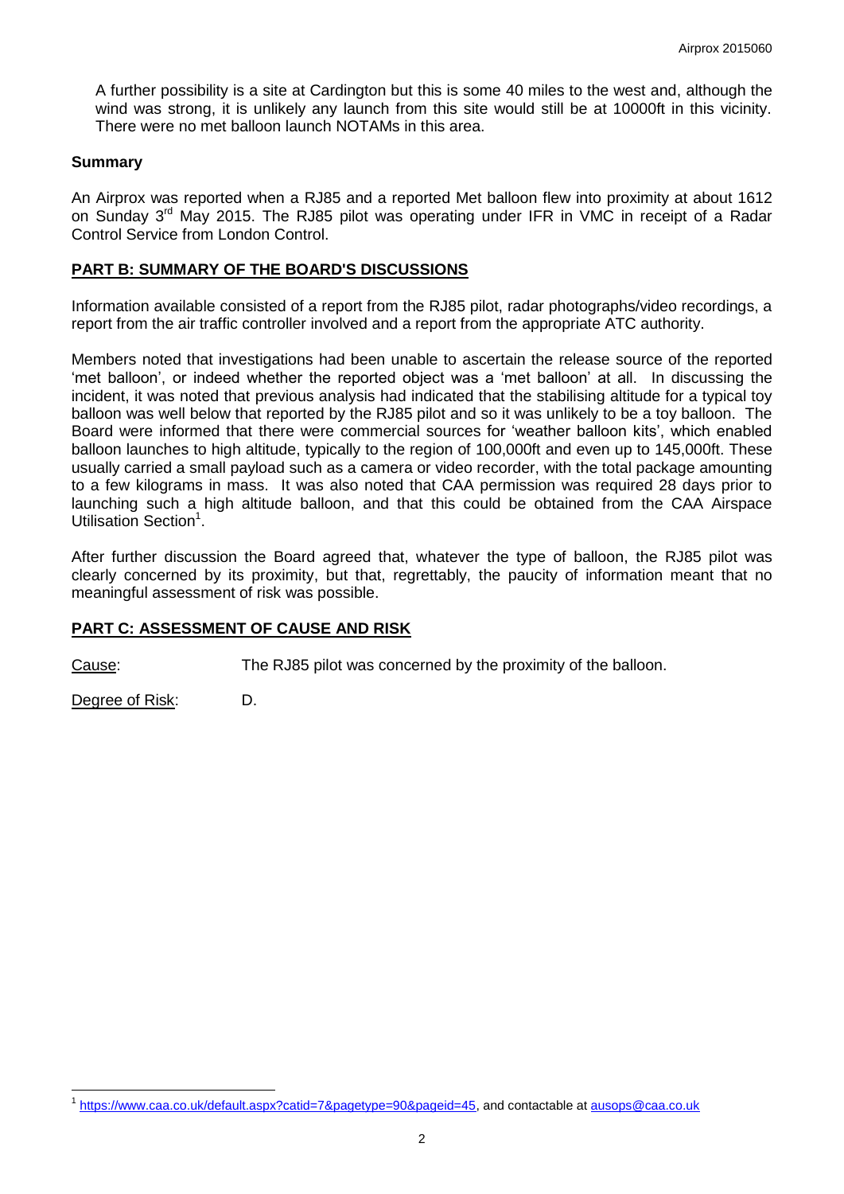A further possibility is a site at Cardington but this is some 40 miles to the west and, although the wind was strong, it is unlikely any launch from this site would still be at 10000ft in this vicinity. There were no met balloon launch NOTAMs in this area.

### Summary

An Airprox was reported when a RJ85 and a reported Met balloon flew into proximity at about 1612 on Sunday 3rd May 2015. The RJ85 pilot was operating under IFR in VMC in receipt of a Radar Control Service from London Control.

## PART B: SUMMARY OF THE BOARD'S DISCUSSIONS

Information available consisted of a report from the RJ85 pilot, radar photographs/video recordings, a report from the air traffic controller involved and a report from the appropriate ATC authority.

Members noted that investigations had been unable to ascertain the release source of the reported 'met balloon', or indeed whether the reported object was a 'met balloon' at all. In discussing the incident, it was noted that previous analysis had indicated that the stabilising altitude for a typical toy balloon was well below that reported by the RJ85 pilot and so it was unlikely to be a toy balloon. The Board were informed that there were commercial sources for 'weather balloon kits', which enabled balloon launches to high altitude, typically to the region of 100,000ft and even up to 145,000ft. These usually carried a small payload such as a camera or video recorder, with the total package amounting to a few kilograms in mass. It was also noted that CAA permission was required 28 days prior to launching such a high altitude balloon, and that this could be obtained from the CAA Airspace Utilisation Section[1].

After further discussion the Board agreed that, whatever the type of balloon, the RJ85 pilot was clearly concerned by its proximity, but that, regrettably, the paucity of information meant that no meaningful assessment of risk was possible.

## PART C: ASSESSMENT OF CAUSE AND RISK

Cause: The RJ85 pilot was concerned by the proximity of the balloon.

Degree of Risk: D.

[1] https://www.caa.co.uk/default.aspx?catid=7&pagetype=90&pageid=45, and contactable at ausops@caa.co.uk